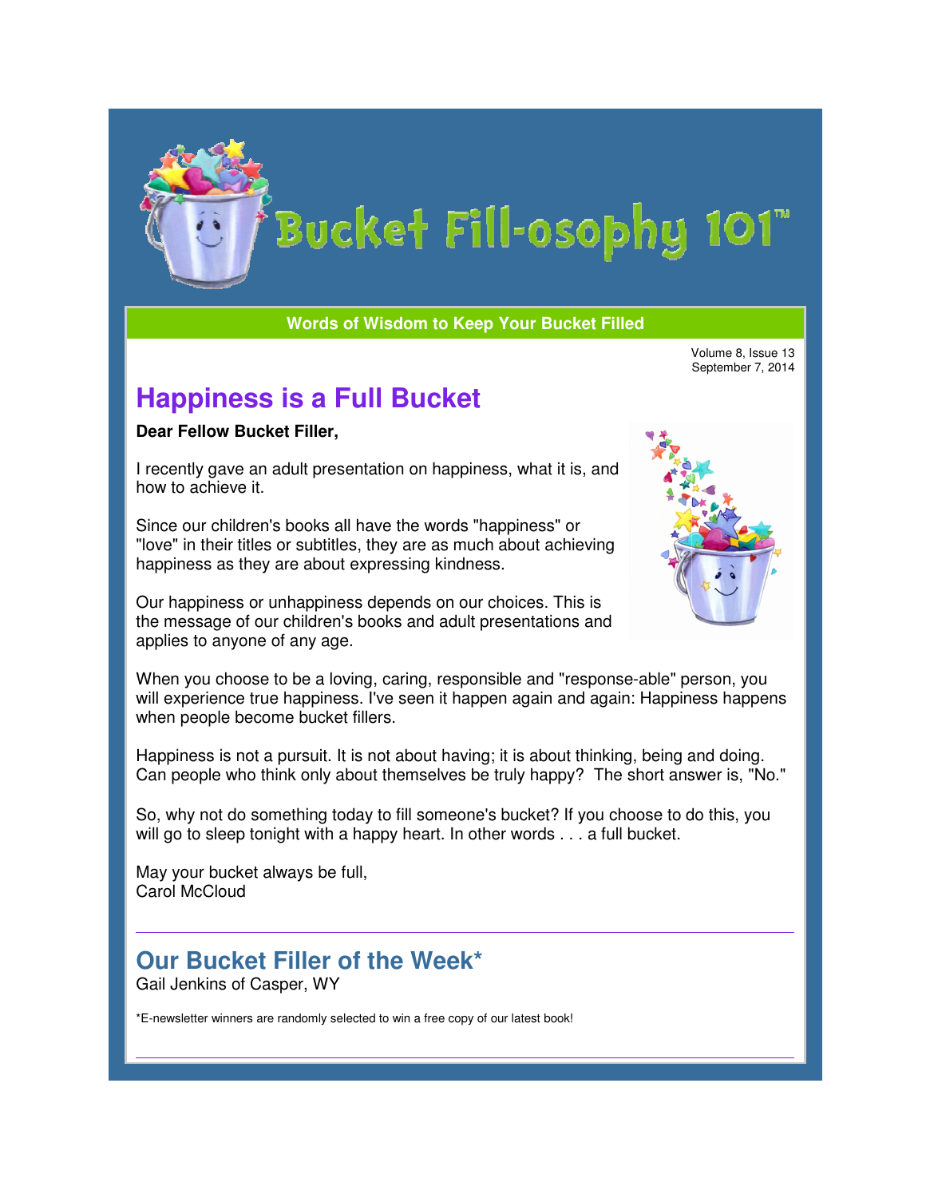# Bucket Fill-osophy 101™

**Words of Wisdom to Keep Your Bucket Filled**

Volume 8, Issue 13
September 7, 2014

## Happiness is a Full Bucket

**Dear Fellow Bucket Filler,**

I recently gave an adult presentation on happiness, what it is, and how to achieve it.

Since our children's books all have the words "happiness" or "love" in their titles or subtitles, they are as much about achieving happiness as they are about expressing kindness.

Our happiness or unhappiness depends on our choices. This is the message of our children's books and adult presentations and applies to anyone of any age.

When you choose to be a loving, caring, responsible and "response-able" person, you will experience true happiness. I've seen it happen again and again: Happiness happens when people become bucket fillers.

Happiness is not a pursuit. It is not about having; it is about thinking, being and doing. Can people who think only about themselves be truly happy? The short answer is, "No."

So, why not do something today to fill someone's bucket? If you choose to do this, you will go to sleep tonight with a happy heart. In other words . . . a full bucket.

May your bucket always be full,
Carol McCloud

---

## Our Bucket Filler of the Week*

Gail Jenkins of Casper, WY

*E-newsletter winners are randomly selected to win a free copy of our latest book!

---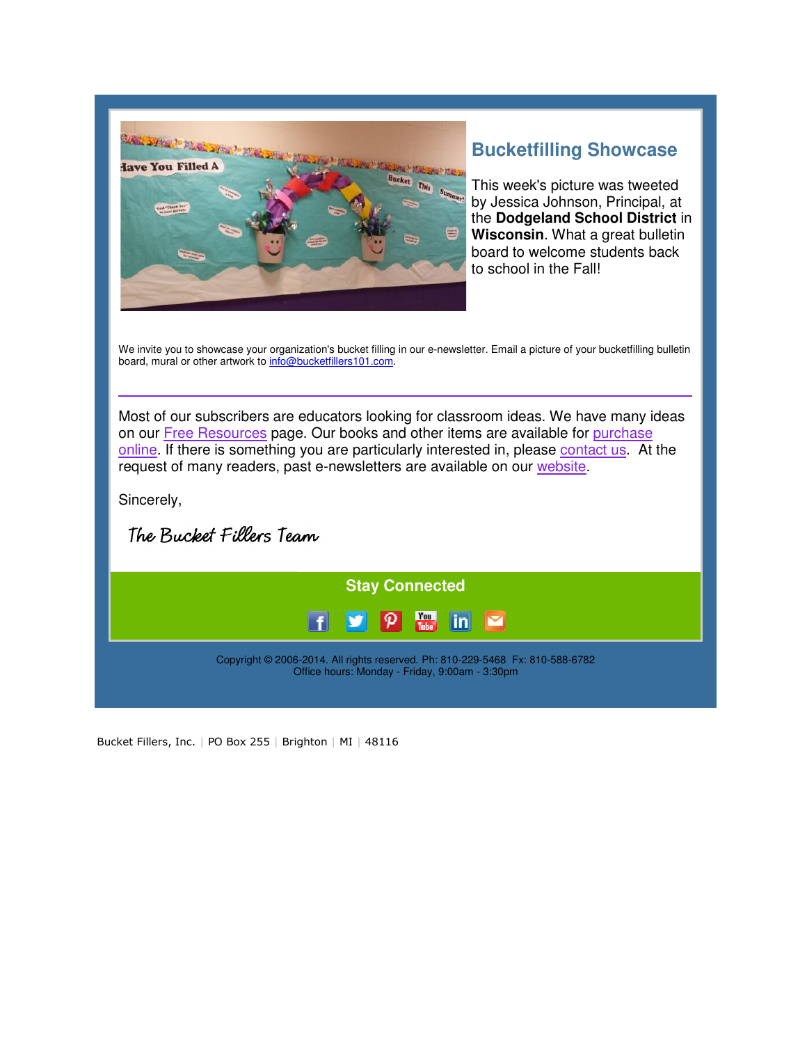## Bucketfilling Showcase

This week's picture was tweeted by Jessica Johnson, Principal, at the **Dodgeland School District** in **Wisconsin**. What a great bulletin board to welcome students back to school in the Fall!

We invite you to showcase your organization's bucket filling in our e-newsletter. Email a picture of your bucketfilling bulletin board, mural or other artwork to info@bucketfillers101.com.

---

Most of our subscribers are educators looking for classroom ideas. We have many ideas on our Free Resources page. Our books and other items are available for purchase online. If there is something you are particularly interested in, please contact us. At the request of many readers, past e-newsletters are available on our website.

Sincerely,

*The Bucket Fillers Team*

**Stay Connected**

Copyright © 2006-2014. All rights reserved. Ph: 810-229-5468 Fx: 810-588-6782
Office hours: Monday - Friday, 9:00am - 3:30pm

Bucket Fillers, Inc. | PO Box 255 | Brighton | MI | 48116